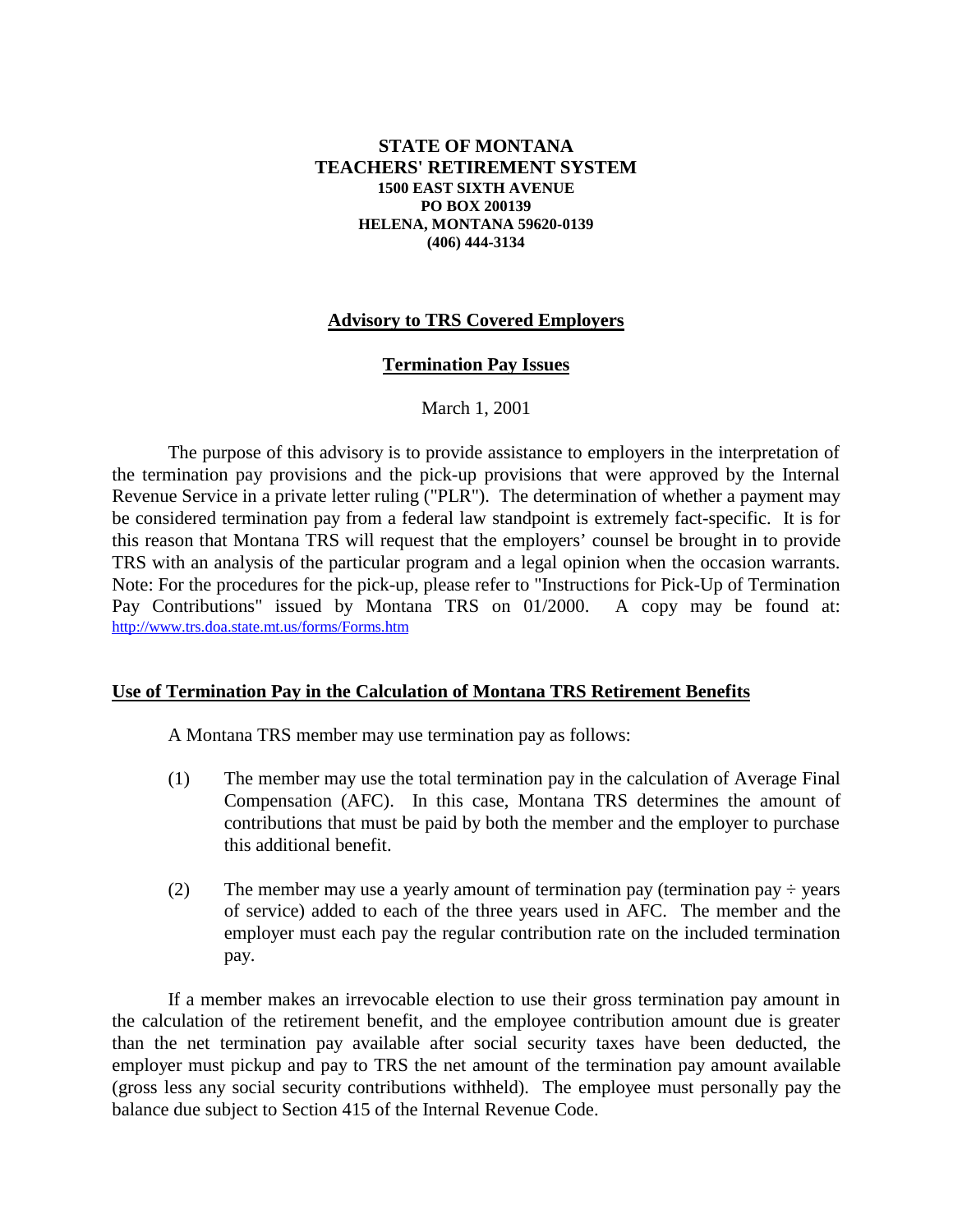**STATE OF MONTANA**
**TEACHERS' RETIREMENT SYSTEM**
**1500 EAST SIXTH AVENUE**
**PO BOX 200139**
**HELENA, MONTANA 59620-0139**
**(406) 444-3134**

# Advisory to TRS Covered Employers

## Termination Pay Issues

March 1, 2001

The purpose of this advisory is to provide assistance to employers in the interpretation of the termination pay provisions and the pick-up provisions that were approved by the Internal Revenue Service in a private letter ruling ("PLR"). The determination of whether a payment may be considered termination pay from a federal law standpoint is extremely fact-specific. It is for this reason that Montana TRS will request that the employers' counsel be brought in to provide TRS with an analysis of the particular program and a legal opinion when the occasion warrants. Note: For the procedures for the pick-up, please refer to "Instructions for Pick-Up of Termination Pay Contributions" issued by Montana TRS on 01/2000. A copy may be found at: http://www.trs.doa.state.mt.us/forms/Forms.htm

### Use of Termination Pay in the Calculation of Montana TRS Retirement Benefits

A Montana TRS member may use termination pay as follows:

(1) The member may use the total termination pay in the calculation of Average Final Compensation (AFC). In this case, Montana TRS determines the amount of contributions that must be paid by both the member and the employer to purchase this additional benefit.

(2) The member may use a yearly amount of termination pay (termination pay ÷ years of service) added to each of the three years used in AFC. The member and the employer must each pay the regular contribution rate on the included termination pay.

If a member makes an irrevocable election to use their gross termination pay amount in the calculation of the retirement benefit, and the employee contribution amount due is greater than the net termination pay available after social security taxes have been deducted, the employer must pickup and pay to TRS the net amount of the termination pay amount available (gross less any social security contributions withheld). The employee must personally pay the balance due subject to Section 415 of the Internal Revenue Code.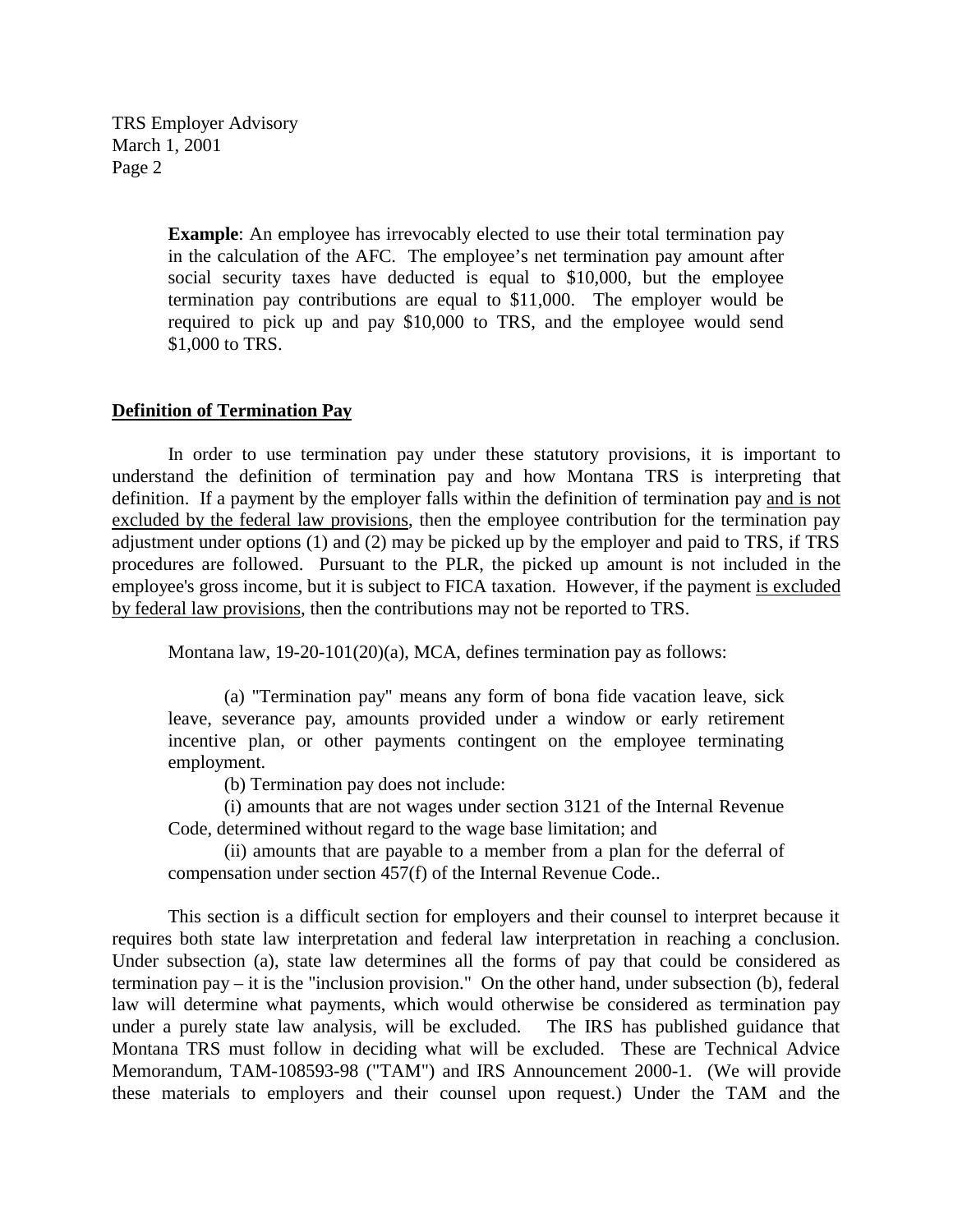**Example**: An employee has irrevocably elected to use their total termination pay in the calculation of the AFC. The employee's net termination pay amount after social security taxes have deducted is equal to $10,000, but the employee termination pay contributions are equal to $11,000. The employer would be required to pick up and pay $10,000 to TRS, and the employee would send $1,000 to TRS.

## Definition of Termination Pay

In order to use termination pay under these statutory provisions, it is important to understand the definition of termination pay and how Montana TRS is interpreting that definition. If a payment by the employer falls within the definition of termination pay and is not excluded by the federal law provisions, then the employee contribution for the termination pay adjustment under options (1) and (2) may be picked up by the employer and paid to TRS, if TRS procedures are followed. Pursuant to the PLR, the picked up amount is not included in the employee's gross income, but it is subject to FICA taxation. However, if the payment is excluded by federal law provisions, then the contributions may not be reported to TRS.

Montana law, 19-20-101(20)(a), MCA, defines termination pay as follows:

> (a) "Termination pay" means any form of bona fide vacation leave, sick leave, severance pay, amounts provided under a window or early retirement incentive plan, or other payments contingent on the employee terminating employment.
>
> (b) Termination pay does not include:
>
> (i) amounts that are not wages under section 3121 of the Internal Revenue Code, determined without regard to the wage base limitation; and
>
> (ii) amounts that are payable to a member from a plan for the deferral of compensation under section 457(f) of the Internal Revenue Code..

This section is a difficult section for employers and their counsel to interpret because it requires both state law interpretation and federal law interpretation in reaching a conclusion. Under subsection (a), state law determines all the forms of pay that could be considered as termination pay – it is the "inclusion provision." On the other hand, under subsection (b), federal law will determine what payments, which would otherwise be considered as termination pay under a purely state law analysis, will be excluded. The IRS has published guidance that Montana TRS must follow in deciding what will be excluded. These are Technical Advice Memorandum, TAM-108593-98 ("TAM") and IRS Announcement 2000-1. (We will provide these materials to employers and their counsel upon request.) Under the TAM and the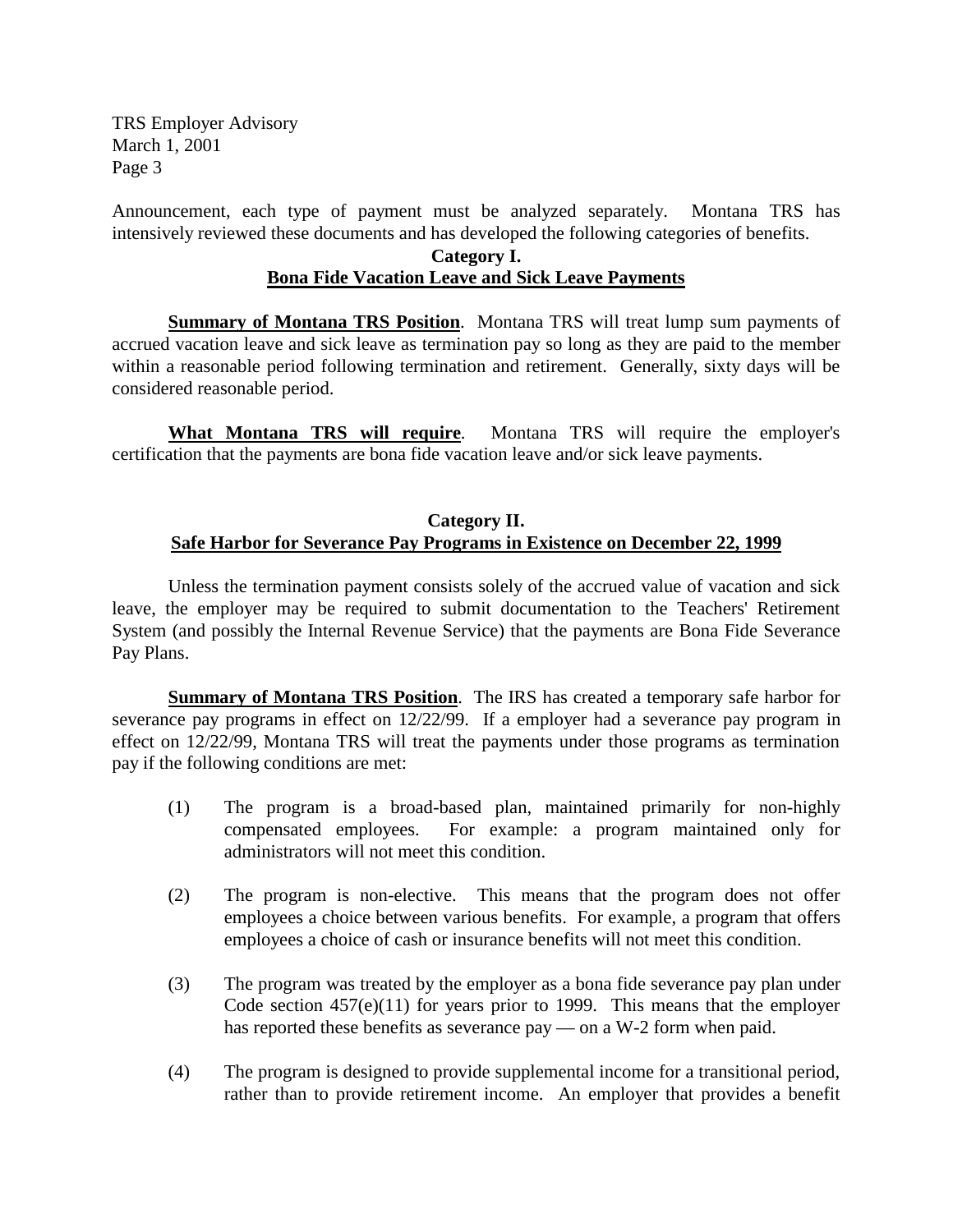Announcement, each type of payment must be analyzed separately. Montana TRS has intensively reviewed these documents and has developed the following categories of benefits.

## Category I.
## Bona Fide Vacation Leave and Sick Leave Payments

**Summary of Montana TRS Position**. Montana TRS will treat lump sum payments of accrued vacation leave and sick leave as termination pay so long as they are paid to the member within a reasonable period following termination and retirement. Generally, sixty days will be considered reasonable period.

**What Montana TRS will require**. Montana TRS will require the employer's certification that the payments are bona fide vacation leave and/or sick leave payments.

## Category II.
## Safe Harbor for Severance Pay Programs in Existence on December 22, 1999

Unless the termination payment consists solely of the accrued value of vacation and sick leave, the employer may be required to submit documentation to the Teachers' Retirement System (and possibly the Internal Revenue Service) that the payments are Bona Fide Severance Pay Plans.

**Summary of Montana TRS Position**. The IRS has created a temporary safe harbor for severance pay programs in effect on 12/22/99. If a employer had a severance pay program in effect on 12/22/99, Montana TRS will treat the payments under those programs as termination pay if the following conditions are met:

(1) The program is a broad-based plan, maintained primarily for non-highly compensated employees. For example: a program maintained only for administrators will not meet this condition.

(2) The program is non-elective. This means that the program does not offer employees a choice between various benefits. For example, a program that offers employees a choice of cash or insurance benefits will not meet this condition.

(3) The program was treated by the employer as a bona fide severance pay plan under Code section 457(e)(11) for years prior to 1999. This means that the employer has reported these benefits as severance pay — on a W-2 form when paid.

(4) The program is designed to provide supplemental income for a transitional period, rather than to provide retirement income. An employer that provides a benefit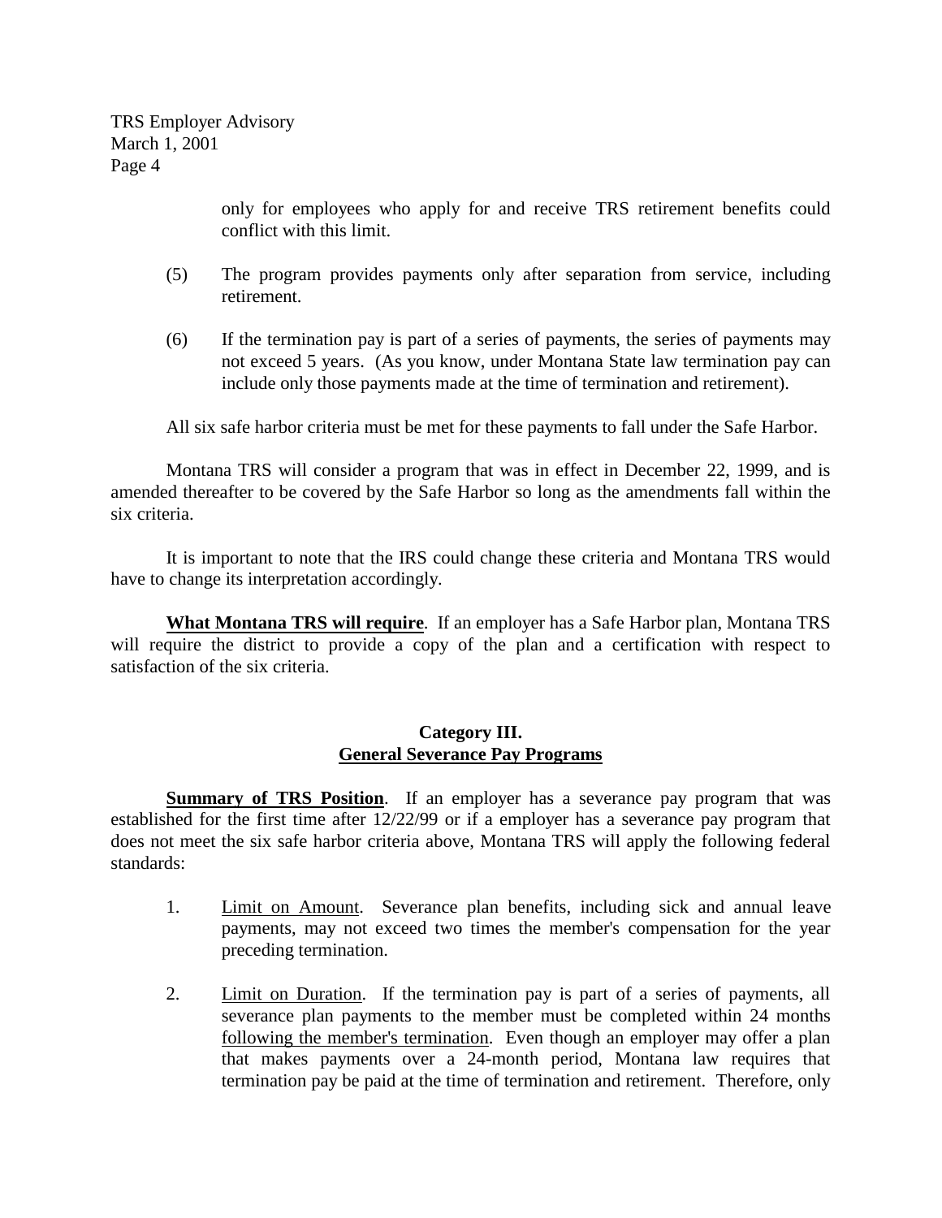only for employees who apply for and receive TRS retirement benefits could conflict with this limit.

(5) The program provides payments only after separation from service, including retirement.

(6) If the termination pay is part of a series of payments, the series of payments may not exceed 5 years. (As you know, under Montana State law termination pay can include only those payments made at the time of termination and retirement).

All six safe harbor criteria must be met for these payments to fall under the Safe Harbor.

Montana TRS will consider a program that was in effect in December 22, 1999, and is amended thereafter to be covered by the Safe Harbor so long as the amendments fall within the six criteria.

It is important to note that the IRS could change these criteria and Montana TRS would have to change its interpretation accordingly.

**What Montana TRS will require**. If an employer has a Safe Harbor plan, Montana TRS will require the district to provide a copy of the plan and a certification with respect to satisfaction of the six criteria.

## Category III. General Severance Pay Programs

**Summary of TRS Position**. If an employer has a severance pay program that was established for the first time after 12/22/99 or if a employer has a severance pay program that does not meet the six safe harbor criteria above, Montana TRS will apply the following federal standards:

1. Limit on Amount. Severance plan benefits, including sick and annual leave payments, may not exceed two times the member's compensation for the year preceding termination.

2. Limit on Duration. If the termination pay is part of a series of payments, all severance plan payments to the member must be completed within 24 months following the member's termination. Even though an employer may offer a plan that makes payments over a 24-month period, Montana law requires that termination pay be paid at the time of termination and retirement. Therefore, only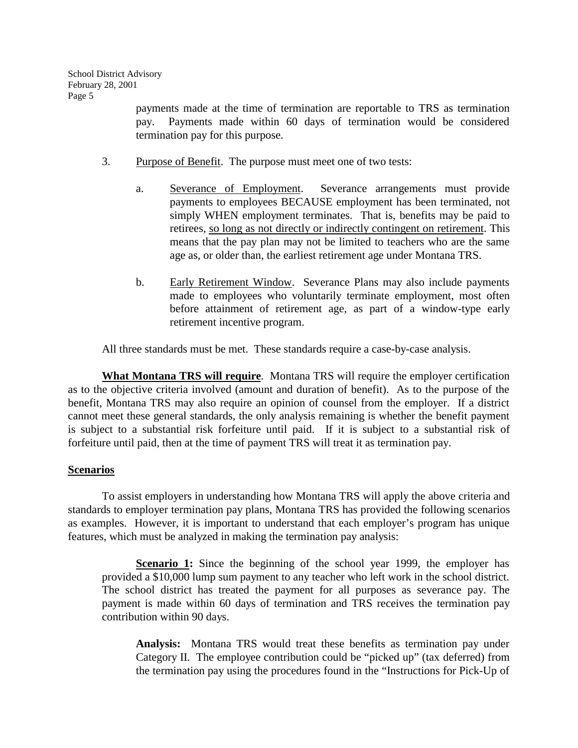payments made at the time of termination are reportable to TRS as termination pay. Payments made within 60 days of termination would be considered termination pay for this purpose.

3. Purpose of Benefit. The purpose must meet one of two tests:

   a. Severance of Employment. Severance arrangements must provide payments to employees BECAUSE employment has been terminated, not simply WHEN employment terminates. That is, benefits may be paid to retirees, so long as not directly or indirectly contingent on retirement. This means that the pay plan may not be limited to teachers who are the same age as, or older than, the earliest retirement age under Montana TRS.

   b. Early Retirement Window. Severance Plans may also include payments made to employees who voluntarily terminate employment, most often before attainment of retirement age, as part of a window-type early retirement incentive program.

All three standards must be met. These standards require a case-by-case analysis.

**What Montana TRS will require**. Montana TRS will require the employer certification as to the objective criteria involved (amount and duration of benefit). As to the purpose of the benefit, Montana TRS may also require an opinion of counsel from the employer. If a district cannot meet these general standards, the only analysis remaining is whether the benefit payment is subject to a substantial risk forfeiture until paid. If it is subject to a substantial risk of forfeiture until paid, then at the time of payment TRS will treat it as termination pay.

## Scenarios

To assist employers in understanding how Montana TRS will apply the above criteria and standards to employer termination pay plans, Montana TRS has provided the following scenarios as examples. However, it is important to understand that each employer's program has unique features, which must be analyzed in making the termination pay analysis:

> **Scenario 1:** Since the beginning of the school year 1999, the employer has provided a $10,000 lump sum payment to any teacher who left work in the school district. The school district has treated the payment for all purposes as severance pay. The payment is made within 60 days of termination and TRS receives the termination pay contribution within 90 days.
>
> **Analysis:** Montana TRS would treat these benefits as termination pay under Category II. The employee contribution could be "picked up" (tax deferred) from the termination pay using the procedures found in the "Instructions for Pick-Up of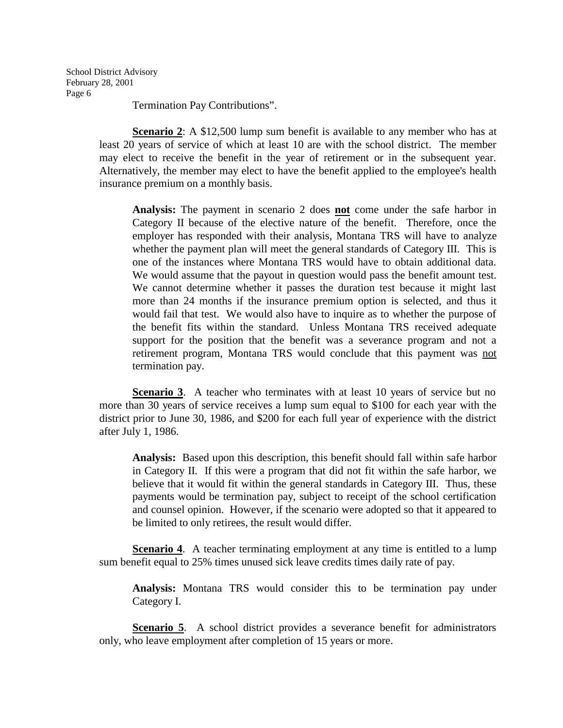Termination Pay Contributions".

**Scenario 2**: A $12,500 lump sum benefit is available to any member who has at least 20 years of service of which at least 10 are with the school district. The member may elect to receive the benefit in the year of retirement or in the subsequent year. Alternatively, the member may elect to have the benefit applied to the employee's health insurance premium on a monthly basis.

> **Analysis:** The payment in scenario 2 does **not** come under the safe harbor in Category II because of the elective nature of the benefit. Therefore, once the employer has responded with their analysis, Montana TRS will have to analyze whether the payment plan will meet the general standards of Category III. This is one of the instances where Montana TRS would have to obtain additional data. We would assume that the payout in question would pass the benefit amount test. We cannot determine whether it passes the duration test because it might last more than 24 months if the insurance premium option is selected, and thus it would fail that test. We would also have to inquire as to whether the purpose of the benefit fits within the standard. Unless Montana TRS received adequate support for the position that the benefit was a severance program and not a retirement program, Montana TRS would conclude that this payment was not termination pay.

**Scenario 3**. A teacher who terminates with at least 10 years of service but no more than 30 years of service receives a lump sum equal to $100 for each year with the district prior to June 30, 1986, and $200 for each full year of experience with the district after July 1, 1986.

> **Analysis:** Based upon this description, this benefit should fall within safe harbor in Category II. If this were a program that did not fit within the safe harbor, we believe that it would fit within the general standards in Category III. Thus, these payments would be termination pay, subject to receipt of the school certification and counsel opinion. However, if the scenario were adopted so that it appeared to be limited to only retirees, the result would differ.

**Scenario 4**. A teacher terminating employment at any time is entitled to a lump sum benefit equal to 25% times unused sick leave credits times daily rate of pay.

> **Analysis:** Montana TRS would consider this to be termination pay under Category I.

**Scenario 5**. A school district provides a severance benefit for administrators only, who leave employment after completion of 15 years or more.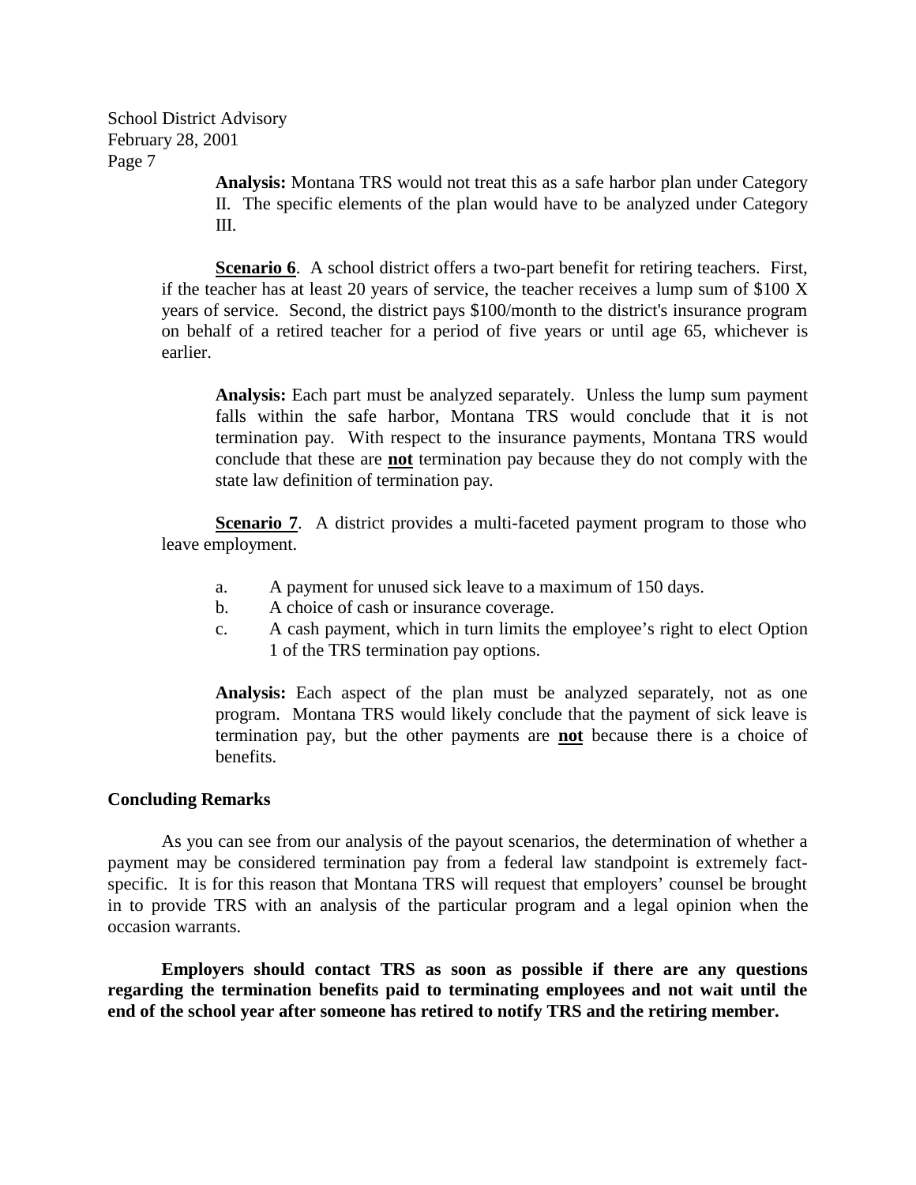**Analysis:** Montana TRS would not treat this as a safe harbor plan under Category II. The specific elements of the plan would have to be analyzed under Category III.

**Scenario 6**. A school district offers a two-part benefit for retiring teachers. First, if the teacher has at least 20 years of service, the teacher receives a lump sum of $100 X years of service. Second, the district pays $100/month to the district's insurance program on behalf of a retired teacher for a period of five years or until age 65, whichever is earlier.

**Analysis:** Each part must be analyzed separately. Unless the lump sum payment falls within the safe harbor, Montana TRS would conclude that it is not termination pay. With respect to the insurance payments, Montana TRS would conclude that these are **not** termination pay because they do not comply with the state law definition of termination pay.

**Scenario 7**. A district provides a multi-faceted payment program to those who leave employment.

a. A payment for unused sick leave to a maximum of 150 days.
b. A choice of cash or insurance coverage.
c. A cash payment, which in turn limits the employee's right to elect Option 1 of the TRS termination pay options.

**Analysis:** Each aspect of the plan must be analyzed separately, not as one program. Montana TRS would likely conclude that the payment of sick leave is termination pay, but the other payments are **not** because there is a choice of benefits.

## Concluding Remarks

As you can see from our analysis of the payout scenarios, the determination of whether a payment may be considered termination pay from a federal law standpoint is extremely fact-specific. It is for this reason that Montana TRS will request that employers' counsel be brought in to provide TRS with an analysis of the particular program and a legal opinion when the occasion warrants.

**Employers should contact TRS as soon as possible if there are any questions regarding the termination benefits paid to terminating employees and not wait until the end of the school year after someone has retired to notify TRS and the retiring member.**